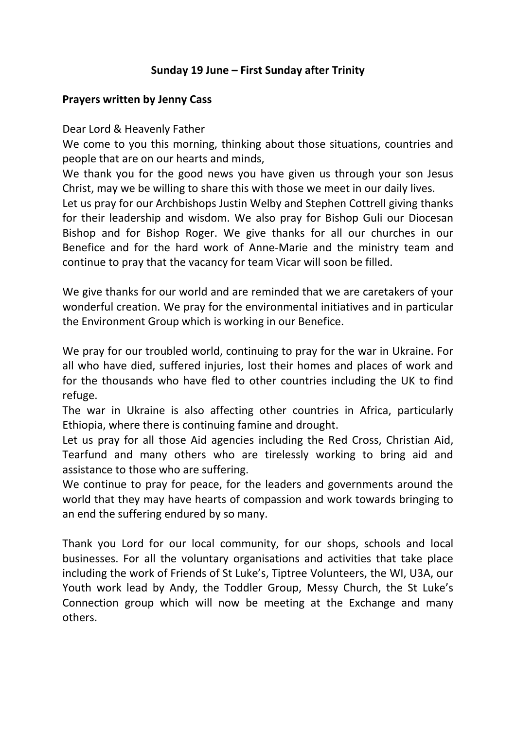**Sunday 19 June – First Sunday after Trinity**

**Prayers written by Jenny Cass**

Dear Lord & Heavenly Father
We come to you this morning, thinking about those situations, countries and people that are on our hearts and minds,
We thank you for the good news you have given us through your son Jesus Christ, may we be willing to share this with those we meet in our daily lives.
Let us pray for our Archbishops Justin Welby and Stephen Cottrell giving thanks for their leadership and wisdom. We also pray for Bishop Guli our Diocesan Bishop and for Bishop Roger. We give thanks for all our churches in our Benefice and for the hard work of Anne-Marie and the ministry team and continue to pray that the vacancy for team Vicar will soon be filled.

We give thanks for our world and are reminded that we are caretakers of your wonderful creation. We pray for the environmental initiatives and in particular the Environment Group which is working in our Benefice.

We pray for our troubled world, continuing to pray for the war in Ukraine. For all who have died, suffered injuries, lost their homes and places of work and for the thousands who have fled to other countries including the UK to find refuge.
The war in Ukraine is also affecting other countries in Africa, particularly Ethiopia, where there is continuing famine and drought.
Let us pray for all those Aid agencies including the Red Cross, Christian Aid, Tearfund and many others who are tirelessly working to bring aid and assistance to those who are suffering.
We continue to pray for peace, for the leaders and governments around the world that they may have hearts of compassion and work towards bringing to an end the suffering endured by so many.

Thank you Lord for our local community, for our shops, schools and local businesses. For all the voluntary organisations and activities that take place including the work of Friends of St Luke's, Tiptree Volunteers, the WI, U3A, our Youth work lead by Andy, the Toddler Group, Messy Church, the St Luke's Connection group which will now be meeting at the Exchange and many others.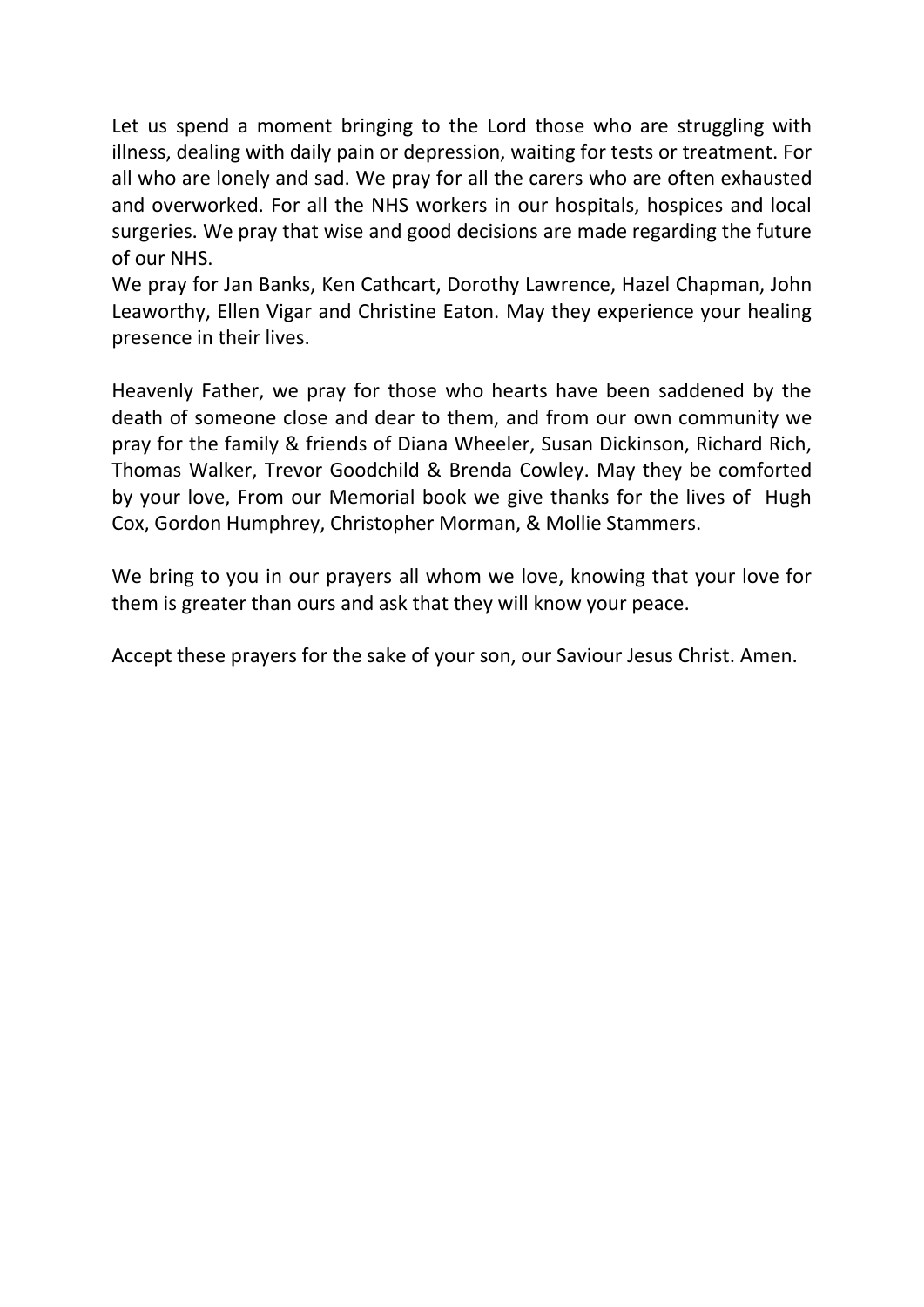Let us spend a moment bringing to the Lord those who are struggling with illness, dealing with daily pain or depression, waiting for tests or treatment. For all who are lonely and sad. We pray for all the carers who are often exhausted and overworked. For all the NHS workers in our hospitals, hospices and local surgeries. We pray that wise and good decisions are made regarding the future of our NHS.
We pray for Jan Banks, Ken Cathcart, Dorothy Lawrence, Hazel Chapman, John Leaworthy, Ellen Vigar and Christine Eaton. May they experience your healing presence in their lives.

Heavenly Father, we pray for those who hearts have been saddened by the death of someone close and dear to them, and from our own community we pray for the family & friends of Diana Wheeler, Susan Dickinson, Richard Rich, Thomas Walker, Trevor Goodchild & Brenda Cowley. May they be comforted by your love, From our Memorial book we give thanks for the lives of Hugh Cox, Gordon Humphrey, Christopher Morman, & Mollie Stammers.

We bring to you in our prayers all whom we love, knowing that your love for them is greater than ours and ask that they will know your peace.

Accept these prayers for the sake of your son, our Saviour Jesus Christ. Amen.